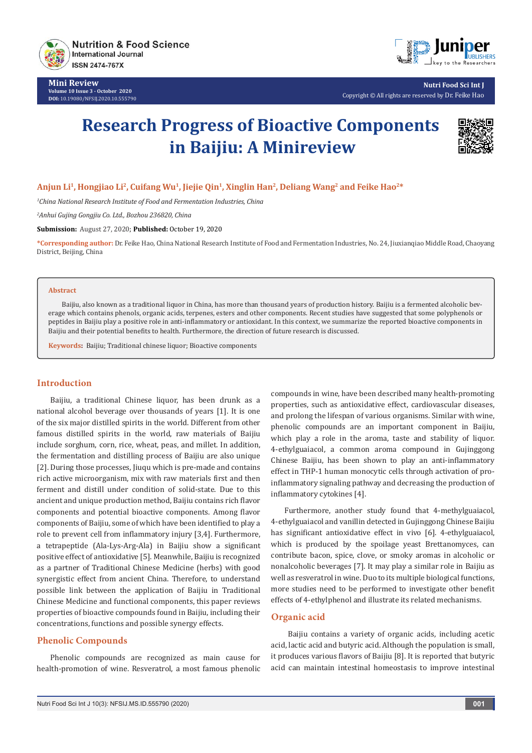Mini Review

# Research Progress of Bioactive Components in Baijiu: A Minireview

**Anjun Li[1], Hongjiao Li[2], Cuifang Wu[1], Jiejie Qin[1], Xinglin Han[2], Deliang Wang[2] and Feike Hao[2]***

*[1]China National Research Institute of Food and Fermentation Industries, China*

*[2]Anhui Gujing Gongjiu Co. Ltd., Bozhou 236820, China*

**Submission:** August 27, 2020; **Published:** October 19, 2020

***Corresponding author:** Dr. Feike Hao, China National Research Institute of Food and Fermentation Industries, No. 24, Jiuxianqiao Middle Road, Chaoyang District, Beijing, China

## Abstract

Baijiu, also known as a traditional liquor in China, has more than thousand years of production history. Baijiu is a fermented alcoholic beverage which contains phenols, organic acids, terpenes, esters and other components. Recent studies have suggested that some polyphenols or peptides in Baijiu play a positive role in anti-inflammatory or antioxidant. In this context, we summarize the reported bioactive components in Baijiu and their potential benefits to health. Furthermore, the direction of future research is discussed.

**Keywords:** Baijiu; Traditional chinese liquor; Bioactive components

## Introduction

Baijiu, a traditional Chinese liquor, has been drunk as a national alcohol beverage over thousands of years [1]. It is one of the six major distilled spirits in the world. Different from other famous distilled spirits in the world, raw materials of Baijiu include sorghum, corn, rice, wheat, peas, and millet. In addition, the fermentation and distilling process of Baijiu are also unique [2]. During those processes, Jiuqu which is pre-made and contains rich active microorganism, mix with raw materials first and then ferment and distill under condition of solid-state. Due to this ancient and unique production method, Baijiu contains rich flavor components and potential bioactive components. Among flavor components of Baijiu, some of which have been identified to play a role to prevent cell from inflammatory injury [3,4]. Furthermore, a tetrapeptide (Ala-Lys-Arg-Ala) in Baijiu show a significant positive effect of antioxidative [5]. Meanwhile, Baijiu is recognized as a partner of Traditional Chinese Medicine (herbs) with good synergistic effect from ancient China. Therefore, to understand possible link between the application of Baijiu in Traditional Chinese Medicine and functional components, this paper reviews properties of bioactive compounds found in Baijiu, including their concentrations, functions and possible synergy effects.

## Phenolic Compounds

Phenolic compounds are recognized as main cause for health-promotion of wine. Resveratrol, a most famous phenolic compounds in wine, have been described many health-promoting properties, such as antioxidative effect, cardiovascular diseases, and prolong the lifespan of various organisms. Similar with wine, phenolic compounds are an important component in Baijiu, which play a role in the aroma, taste and stability of liquor. 4-ethylguaiacol, a common aroma compound in Gujinggong Chinese Baijiu, has been shown to play an anti-inflammatory effect in THP-1 human monocytic cells through activation of pro-inflammatory signaling pathway and decreasing the production of inflammatory cytokines [4].

Furthermore, another study found that 4-methylguaiacol, 4-ethylguaiacol and vanillin detected in Gujinggong Chinese Baijiu has significant antioxidative effect in vivo [6]. 4-ethylguaiacol, which is produced by the spoilage yeast Brettanomyces, can contribute bacon, spice, clove, or smoky aromas in alcoholic or nonalcoholic beverages [7]. It may play a similar role in Baijiu as well as resveratrol in wine. Duo to its multiple biological functions, more studies need to be performed to investigate other benefit effects of 4-ethylphenol and illustrate its related mechanisms.

## Organic acid

Baijiu contains a variety of organic acids, including acetic acid, lactic acid and butyric acid. Although the population is small, it produces various flavors of Baijiu [8]. It is reported that butyric acid can maintain intestinal homeostasis to improve intestinal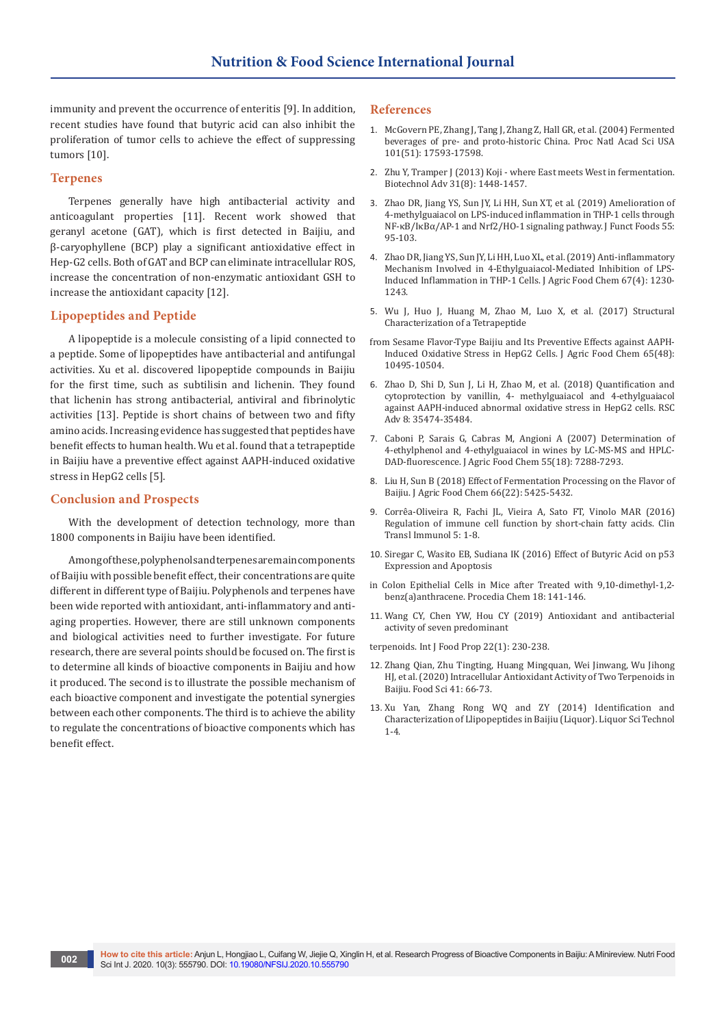immunity and prevent the occurrence of enteritis [9]. In addition, recent studies have found that butyric acid can also inhibit the proliferation of tumor cells to achieve the effect of suppressing tumors [10].

## Terpenes

Terpenes generally have high antibacterial activity and anticoagulant properties [11]. Recent work showed that geranyl acetone (GAT), which is first detected in Baijiu, and β-caryophyllene (BCP) play a significant antioxidative effect in Hep-G2 cells. Both of GAT and BCP can eliminate intracellular ROS, increase the concentration of non-enzymatic antioxidant GSH to increase the antioxidant capacity [12].

## Lipopeptides and Peptide

A lipopeptide is a molecule consisting of a lipid connected to a peptide. Some of lipopeptides have antibacterial and antifungal activities. Xu et al. discovered lipopeptide compounds in Baijiu for the first time, such as subtilisin and lichenin. They found that lichenin has strong antibacterial, antiviral and fibrinolytic activities [13]. Peptide is short chains of between two and fifty amino acids. Increasing evidence has suggested that peptides have benefit effects to human health. Wu et al. found that a tetrapeptide in Baijiu have a preventive effect against AAPH-induced oxidative stress in HepG2 cells [5].

## Conclusion and Prospects

With the development of detection technology, more than 1800 components in Baijiu have been identified.

Among of these, polyphenols and terpenes are main components of Baijiu with possible benefit effect, their concentrations are quite different in different type of Baijiu. Polyphenols and terpenes have been wide reported with antioxidant, anti-inflammatory and anti-aging properties. However, there are still unknown components and biological activities need to further investigate. For future research, there are several points should be focused on. The first is to determine all kinds of bioactive components in Baijiu and how it produced. The second is to illustrate the possible mechanism of each bioactive component and investigate the potential synergies between each other components. The third is to achieve the ability to regulate the concentrations of bioactive components which has benefit effect.

## References

1. McGovern PE, Zhang J, Tang J, Zhang Z, Hall GR, et al. (2004) Fermented beverages of pre- and proto-historic China. Proc Natl Acad Sci USA 101(51): 17593-17598.
2. Zhu Y, Tramper J (2013) Koji - where East meets West in fermentation. Biotechnol Adv 31(8): 1448-1457.
3. Zhao DR, Jiang YS, Sun JY, Li HH, Sun XT, et al. (2019) Amelioration of 4-methylguaiacol on LPS-induced inflammation in THP-1 cells through NF-κB/IκBα/AP-1 and Nrf2/HO-1 signaling pathway. J Funct Foods 55: 95-103.
4. Zhao DR, Jiang YS, Sun JY, Li HH, Luo XL, et al. (2019) Anti-inflammatory Mechanism Involved in 4-Ethylguaiacol-Mediated Inhibition of LPS-Induced Inflammation in THP-1 Cells. J Agric Food Chem 67(4): 1230-1243.
5. Wu J, Huo J, Huang M, Zhao M, Luo X, et al. (2017) Structural Characterization of a Tetrapeptide from Sesame Flavor-Type Baijiu and Its Preventive Effects against AAPH-Induced Oxidative Stress in HepG2 Cells. J Agric Food Chem 65(48): 10495-10504.
6. Zhao D, Shi D, Sun J, Li H, Zhao M, et al. (2018) Quantification and cytoprotection by vanillin, 4- methylguaiacol and 4-ethylguaiacol against AAPH-induced abnormal oxidative stress in HepG2 cells. RSC Adv 8: 35474-35484.
7. Caboni P, Sarais G, Cabras M, Angioni A (2007) Determination of 4-ethylphenol and 4-ethylguaiacol in wines by LC-MS-MS and HPLC-DAD-fluorescence. J Agric Food Chem 55(18): 7288-7293.
8. Liu H, Sun B (2018) Effect of Fermentation Processing on the Flavor of Baijiu. J Agric Food Chem 66(22): 5425-5432.
9. Corrêa-Oliveira R, Fachi JL, Vieira A, Sato FT, Vinolo MAR (2016) Regulation of immune cell function by short-chain fatty acids. Clin Transl Immunol 5: 1-8.
10. Siregar C, Wasito EB, Sudiana IK (2016) Effect of Butyric Acid on p53 Expression and Apoptosis in Colon Epithelial Cells in Mice after Treated with 9,10-dimethyl-1,2-benz(a)anthracene. Procedia Chem 18: 141-146.
11. Wang CY, Chen YW, Hou CY (2019) Antioxidant and antibacterial activity of seven predominant terpenoids. Int J Food Prop 22(1): 230-238.
12. Zhang Qian, Zhu Tingting, Huang Mingquan, Wei Jinwang, Wu Jihong HJ, et al. (2020) Intracellular Antioxidant Activity of Two Terpenoids in Baijiu. Food Sci 41: 66-73.
13. Xu Yan, Zhang Rong WQ and ZY (2014) Identification and Characterization of Llipopeptides in Baijiu (Liquor). Liquor Sci Technol 1-4.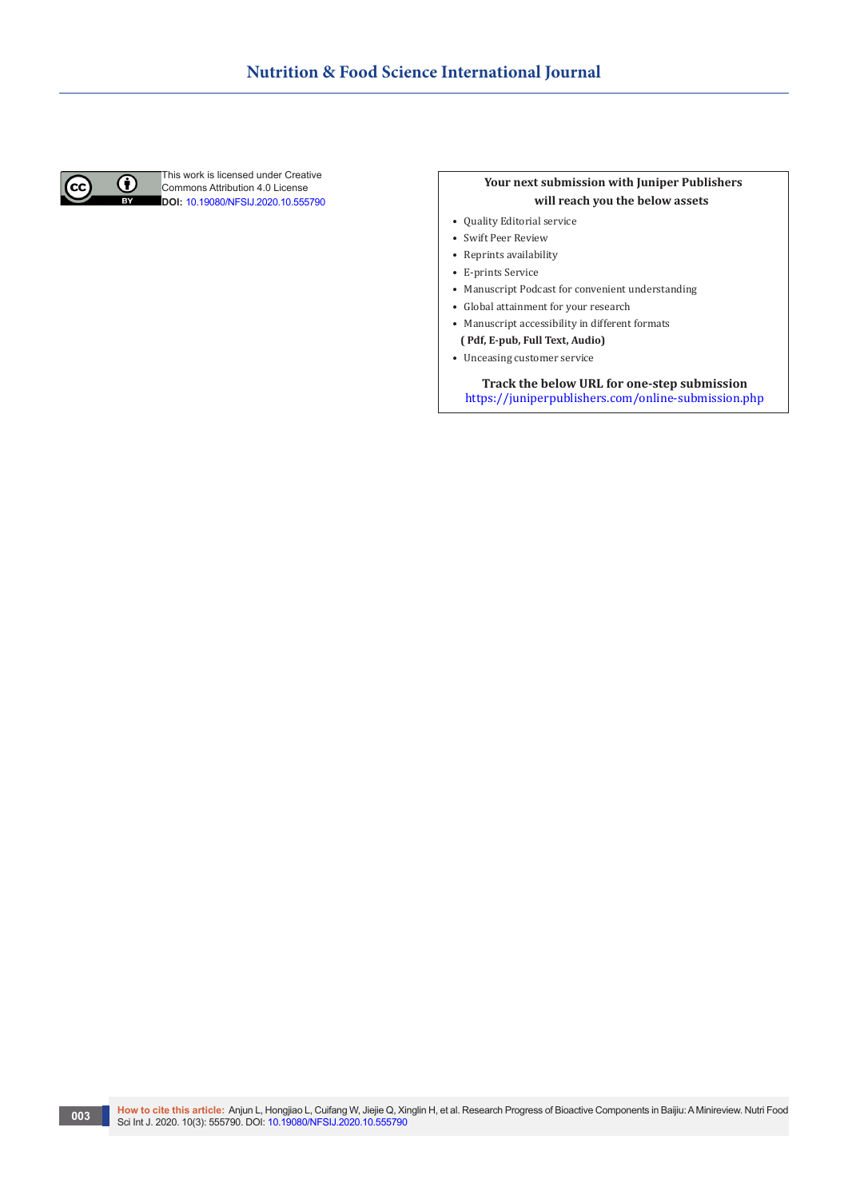This work is licensed under Creative Commons Attribution 4.0 License
**DOI:** 10.19080/NFSIJ.2020.10.555790

**Your next submission with Juniper Publishers will reach you the below assets**

- Quality Editorial service
- Swift Peer Review
- Reprints availability
- E-prints Service
- Manuscript Podcast for convenient understanding
- Global attainment for your research
- Manuscript accessibility in different formats
  **( Pdf, E-pub, Full Text, Audio)**
- Unceasing customer service

**Track the below URL for one-step submission**
https://juniperpublishers.com/online-submission.php

**How to cite this article:** Anjun L, Hongjiao L, Cuifang W, Jiejie Q, Xinglin H, et al. Research Progress of Bioactive Components in Baijiu: A Minireview. Nutri Food Sci Int J. 2020. 10(3): 555790. DOI: 10.19080/NFSIJ.2020.10.555790